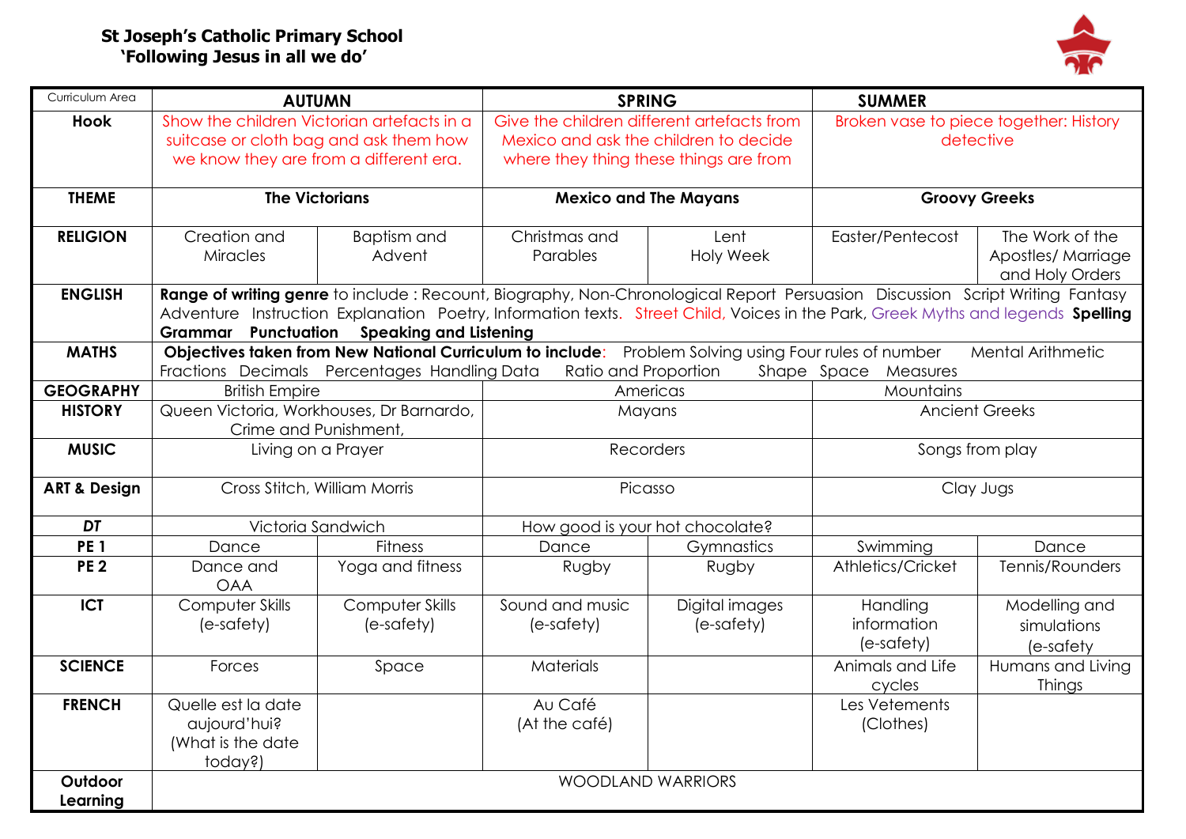**St Joseph's Catholic Primary School**
**'Following Jesus in all we do'**

| Curriculum Area | AUTUMN | | SPRING | | SUMMER | |
|---|---|---|---|---|---|---|
| **Hook** | Show the children Victorian artefacts in a suitcase or cloth bag and ask them how we know they are from a different era. | | Give the children different artefacts from Mexico and ask the children to decide where they thing these things are from | | Broken vase to piece together: History detective | |
| **THEME** | **The Victorians** | | **Mexico and The Mayans** | | **Groovy Greeks** | |
| **RELIGION** | Creation and Miracles | Baptism and Advent | Christmas and Parables | Lent Holy Week | Easter/Pentecost | The Work of the Apostles/ Marriage and Holy Orders |
| **ENGLISH** | **Range of writing genre** to include : Recount, Biography, Non-Chronological Report Persuasion Discussion Script Writing Fantasy Adventure Instruction Explanation Poetry, Information texts. Street Child, Voices in the Park, Greek Myths and legends **Spelling Grammar Punctuation Speaking and Listening** | | | | | |
| **MATHS** | **Objectives taken from New National Curriculum to include**: Problem Solving using Four rules of number Mental Arithmetic Fractions Decimals Percentages Handling Data Ratio and Proportion Shape Space Measures | | | | | |
| **GEOGRAPHY** | British Empire | | Americas | | Mountains | |
| **HISTORY** | Queen Victoria, Workhouses, Dr Barnardo, Crime and Punishment, | | Mayans | | Ancient Greeks | |
| **MUSIC** | Living on a Prayer | | Recorders | | Songs from play | |
| **ART & Design** | Cross Stitch, William Morris | | Picasso | | Clay Jugs | |
| ***DT*** | Victoria Sandwich | | How good is your hot chocolate? | | | |
| **PE 1** | Dance | Fitness | Dance | Gymnastics | Swimming | Dance |
| **PE 2** | Dance and OAA | Yoga and fitness | Rugby | Rugby | Athletics/Cricket | Tennis/Rounders |
| **ICT** | Computer Skills (e-safety) | Computer Skills (e-safety) | Sound and music (e-safety) | Digital images (e-safety) | Handling information (e-safety) | Modelling and simulations (e-safety |
| **SCIENCE** | Forces | Space | Materials | | Animals and Life cycles | Humans and Living Things |
| **FRENCH** | Quelle est la date aujourd'hui? (What is the date today?) | | Au Café (At the café) | | Les Vetements (Clothes) | |
| **Outdoor Learning** | WOODLAND WARRIORS | | | | | |